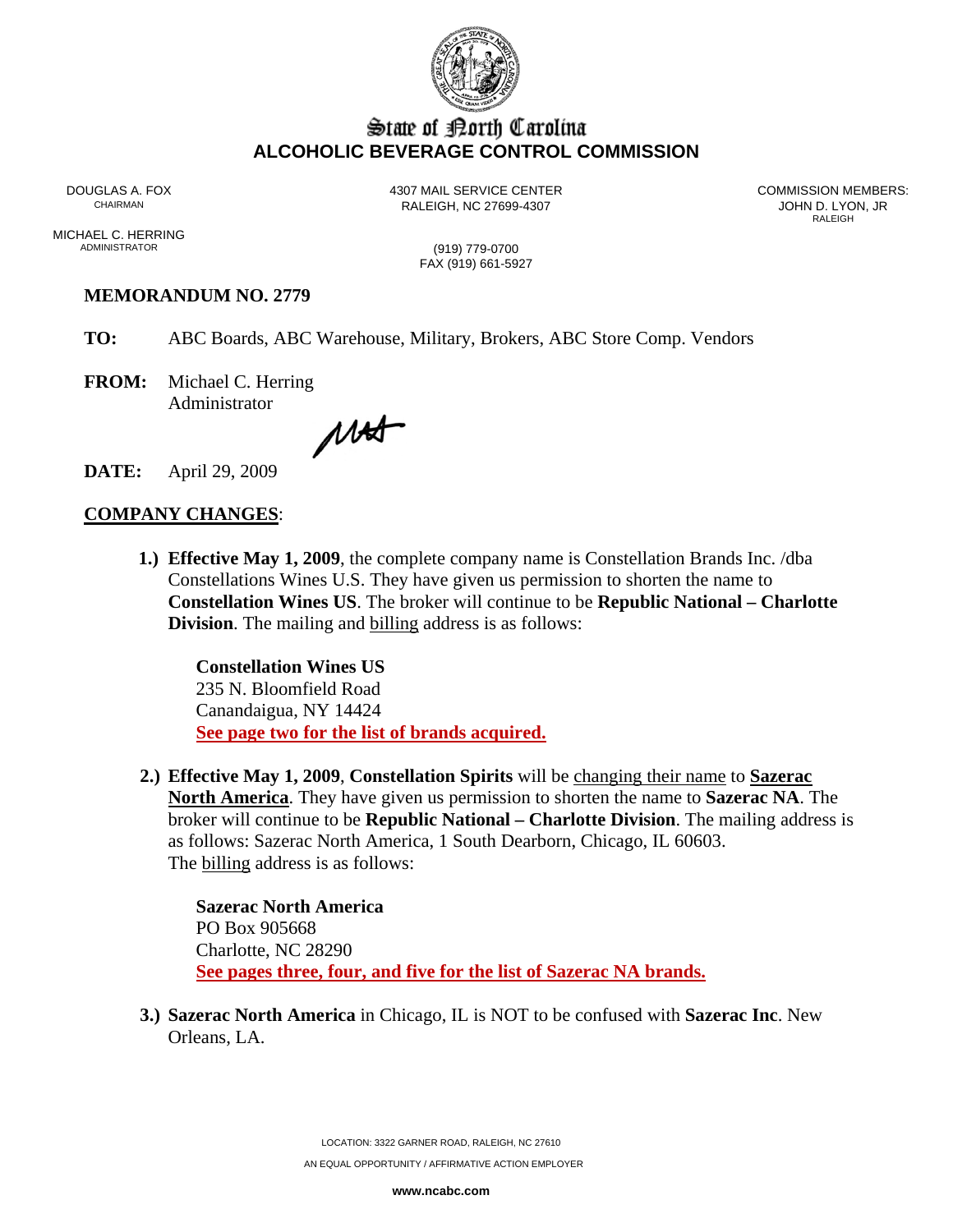# State of North Carolina
## ALCOHOLIC BEVERAGE CONTROL COMMISSION

DOUGLAS A. FOX
CHAIRMAN

MICHAEL C. HERRING
ADMINISTRATOR

4307 MAIL SERVICE CENTER
RALEIGH, NC 27699-4307

(919) 779-0700
FAX (919) 661-5927

COMMISSION MEMBERS:
JOHN D. LYON, JR
RALEIGH

**MEMORANDUM NO. 2779**

**TO:** ABC Boards, ABC Warehouse, Military, Brokers, ABC Store Comp. Vendors

**FROM:** Michael C. Herring
Administrator

**DATE:** April 29, 2009

**COMPANY CHANGES**:

1.) **Effective May 1, 2009**, the complete company name is Constellation Brands Inc. /dba Constellations Wines U.S. They have given us permission to shorten the name to **Constellation Wines US**. The broker will continue to be **Republic National – Charlotte Division**. The mailing and billing address is as follows:

    **Constellation Wines US**
    235 N. Bloomfield Road
    Canandaigua, NY 14424
    **See page two for the list of brands acquired.**

2.) **Effective May 1, 2009**, **Constellation Spirits** will be changing their name to **Sazerac North America**. They have given us permission to shorten the name to **Sazerac NA**. The broker will continue to be **Republic National – Charlotte Division**. The mailing address is as follows: Sazerac North America, 1 South Dearborn, Chicago, IL 60603.
The billing address is as follows:

    **Sazerac North America**
    PO Box 905668
    Charlotte, NC 28290
    **See pages three, four, and five for the list of Sazerac NA brands.**

3.) **Sazerac North America** in Chicago, IL is NOT to be confused with **Sazerac Inc**. New Orleans, LA.

LOCATION: 3322 GARNER ROAD, RALEIGH, NC 27610
AN EQUAL OPPORTUNITY / AFFIRMATIVE ACTION EMPLOYER
**www.ncabc.com**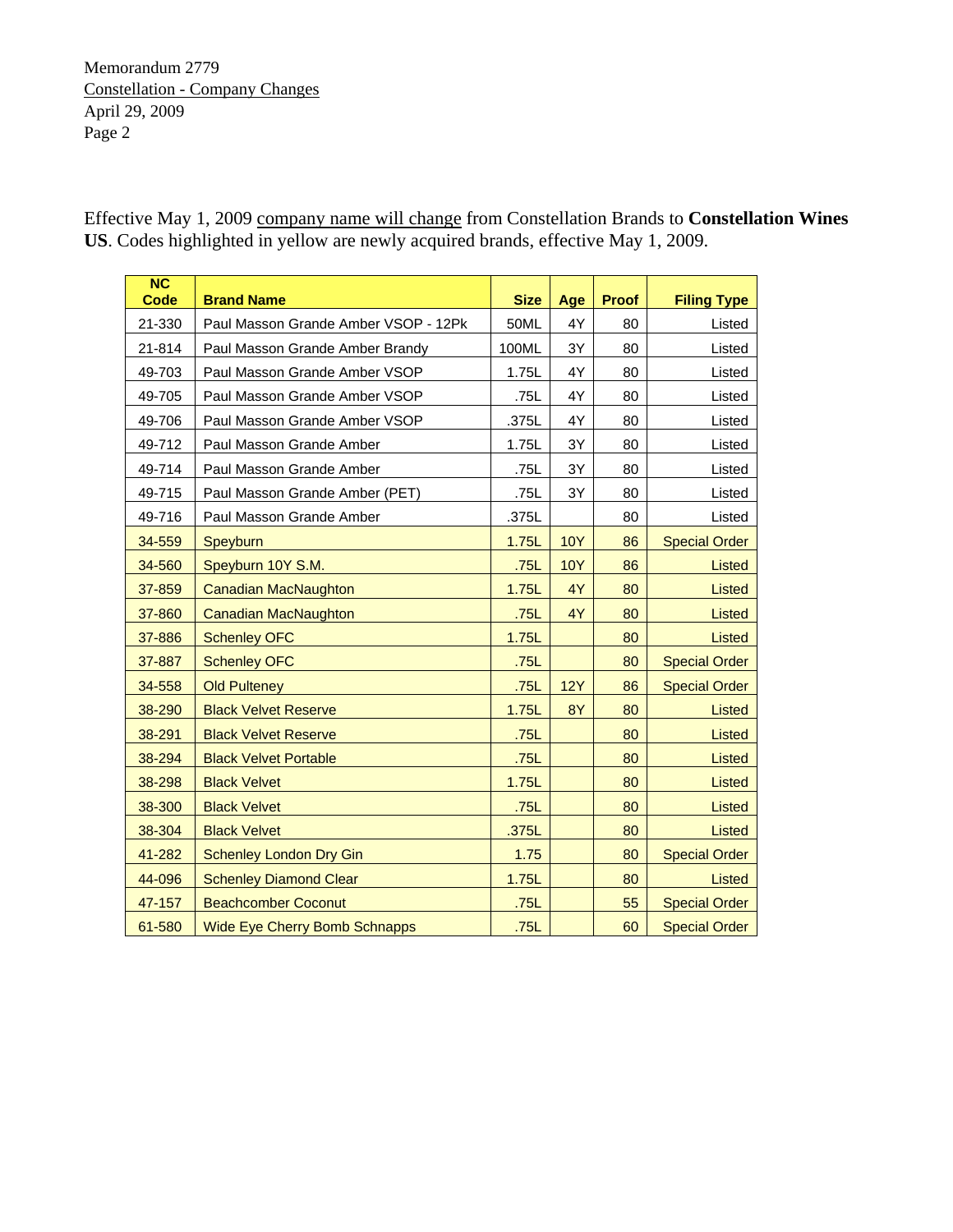Memorandum 2779
Constellation - Company Changes
April 29, 2009

Effective May 1, 2009 company name will change from Constellation Brands to **Constellation Wines US**. Codes highlighted in yellow are newly acquired brands, effective May 1, 2009.

| NC Code | Brand Name | Size | Age | Proof | Filing Type |
|---|---|---|---|---|---|
| 21-330 | Paul Masson Grande Amber VSOP - 12Pk | 50ML | 4Y | 80 | Listed |
| 21-814 | Paul Masson Grande Amber Brandy | 100ML | 3Y | 80 | Listed |
| 49-703 | Paul Masson Grande Amber VSOP | 1.75L | 4Y | 80 | Listed |
| 49-705 | Paul Masson Grande Amber VSOP | .75L | 4Y | 80 | Listed |
| 49-706 | Paul Masson Grande Amber VSOP | .375L | 4Y | 80 | Listed |
| 49-712 | Paul Masson Grande Amber | 1.75L | 3Y | 80 | Listed |
| 49-714 | Paul Masson Grande Amber | .75L | 3Y | 80 | Listed |
| 49-715 | Paul Masson Grande Amber (PET) | .75L | 3Y | 80 | Listed |
| 49-716 | Paul Masson Grande Amber | .375L | | 80 | Listed |
| 34-559 | Speyburn | 1.75L | 10Y | 86 | Special Order |
| 34-560 | Speyburn 10Y S.M. | .75L | 10Y | 86 | Listed |
| 37-859 | Canadian MacNaughton | 1.75L | 4Y | 80 | Listed |
| 37-860 | Canadian MacNaughton | .75L | 4Y | 80 | Listed |
| 37-886 | Schenley OFC | 1.75L | | 80 | Listed |
| 37-887 | Schenley OFC | .75L | | 80 | Special Order |
| 34-558 | Old Pulteney | .75L | 12Y | 86 | Special Order |
| 38-290 | Black Velvet Reserve | 1.75L | 8Y | 80 | Listed |
| 38-291 | Black Velvet Reserve | .75L | | 80 | Listed |
| 38-294 | Black Velvet Portable | .75L | | 80 | Listed |
| 38-298 | Black Velvet | 1.75L | | 80 | Listed |
| 38-300 | Black Velvet | .75L | | 80 | Listed |
| 38-304 | Black Velvet | .375L | | 80 | Listed |
| 41-282 | Schenley London Dry Gin | 1.75 | | 80 | Special Order |
| 44-096 | Schenley Diamond Clear | 1.75L | | 80 | Listed |
| 47-157 | Beachcomber Coconut | .75L | | 55 | Special Order |
| 61-580 | Wide Eye Cherry Bomb Schnapps | .75L | | 60 | Special Order |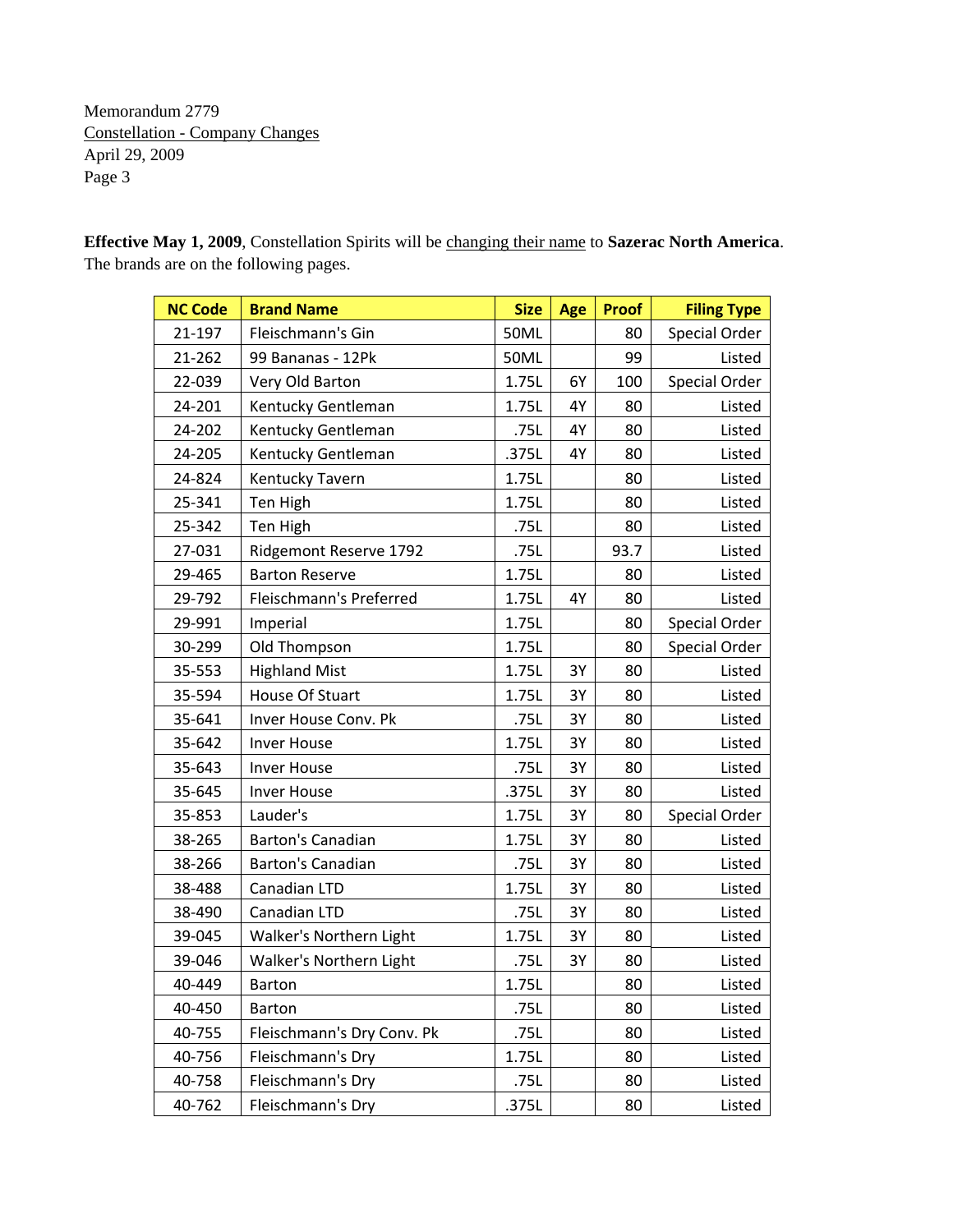Memorandum 2779
Constellation - Company Changes
April 29, 2009

**Effective May 1, 2009**, Constellation Spirits will be changing their name to **Sazerac North America**. The brands are on the following pages.

| NC Code | Brand Name | Size | Age | Proof | Filing Type |
|---|---|---|---|---|---|
| 21-197 | Fleischmann's Gin | 50ML | | 80 | Special Order |
| 21-262 | 99 Bananas - 12Pk | 50ML | | 99 | Listed |
| 22-039 | Very Old Barton | 1.75L | 6Y | 100 | Special Order |
| 24-201 | Kentucky Gentleman | 1.75L | 4Y | 80 | Listed |
| 24-202 | Kentucky Gentleman | .75L | 4Y | 80 | Listed |
| 24-205 | Kentucky Gentleman | .375L | 4Y | 80 | Listed |
| 24-824 | Kentucky Tavern | 1.75L | | 80 | Listed |
| 25-341 | Ten High | 1.75L | | 80 | Listed |
| 25-342 | Ten High | .75L | | 80 | Listed |
| 27-031 | Ridgemont Reserve 1792 | .75L | | 93.7 | Listed |
| 29-465 | Barton Reserve | 1.75L | | 80 | Listed |
| 29-792 | Fleischmann's Preferred | 1.75L | 4Y | 80 | Listed |
| 29-991 | Imperial | 1.75L | | 80 | Special Order |
| 30-299 | Old Thompson | 1.75L | | 80 | Special Order |
| 35-553 | Highland Mist | 1.75L | 3Y | 80 | Listed |
| 35-594 | House Of Stuart | 1.75L | 3Y | 80 | Listed |
| 35-641 | Inver House Conv. Pk | .75L | 3Y | 80 | Listed |
| 35-642 | Inver House | 1.75L | 3Y | 80 | Listed |
| 35-643 | Inver House | .75L | 3Y | 80 | Listed |
| 35-645 | Inver House | .375L | 3Y | 80 | Listed |
| 35-853 | Lauder's | 1.75L | 3Y | 80 | Special Order |
| 38-265 | Barton's Canadian | 1.75L | 3Y | 80 | Listed |
| 38-266 | Barton's Canadian | .75L | 3Y | 80 | Listed |
| 38-488 | Canadian LTD | 1.75L | 3Y | 80 | Listed |
| 38-490 | Canadian LTD | .75L | 3Y | 80 | Listed |
| 39-045 | Walker's Northern Light | 1.75L | 3Y | 80 | Listed |
| 39-046 | Walker's Northern Light | .75L | 3Y | 80 | Listed |
| 40-449 | Barton | 1.75L | | 80 | Listed |
| 40-450 | Barton | .75L | | 80 | Listed |
| 40-755 | Fleischmann's Dry Conv. Pk | .75L | | 80 | Listed |
| 40-756 | Fleischmann's Dry | 1.75L | | 80 | Listed |
| 40-758 | Fleischmann's Dry | .75L | | 80 | Listed |
| 40-762 | Fleischmann's Dry | .375L | | 80 | Listed |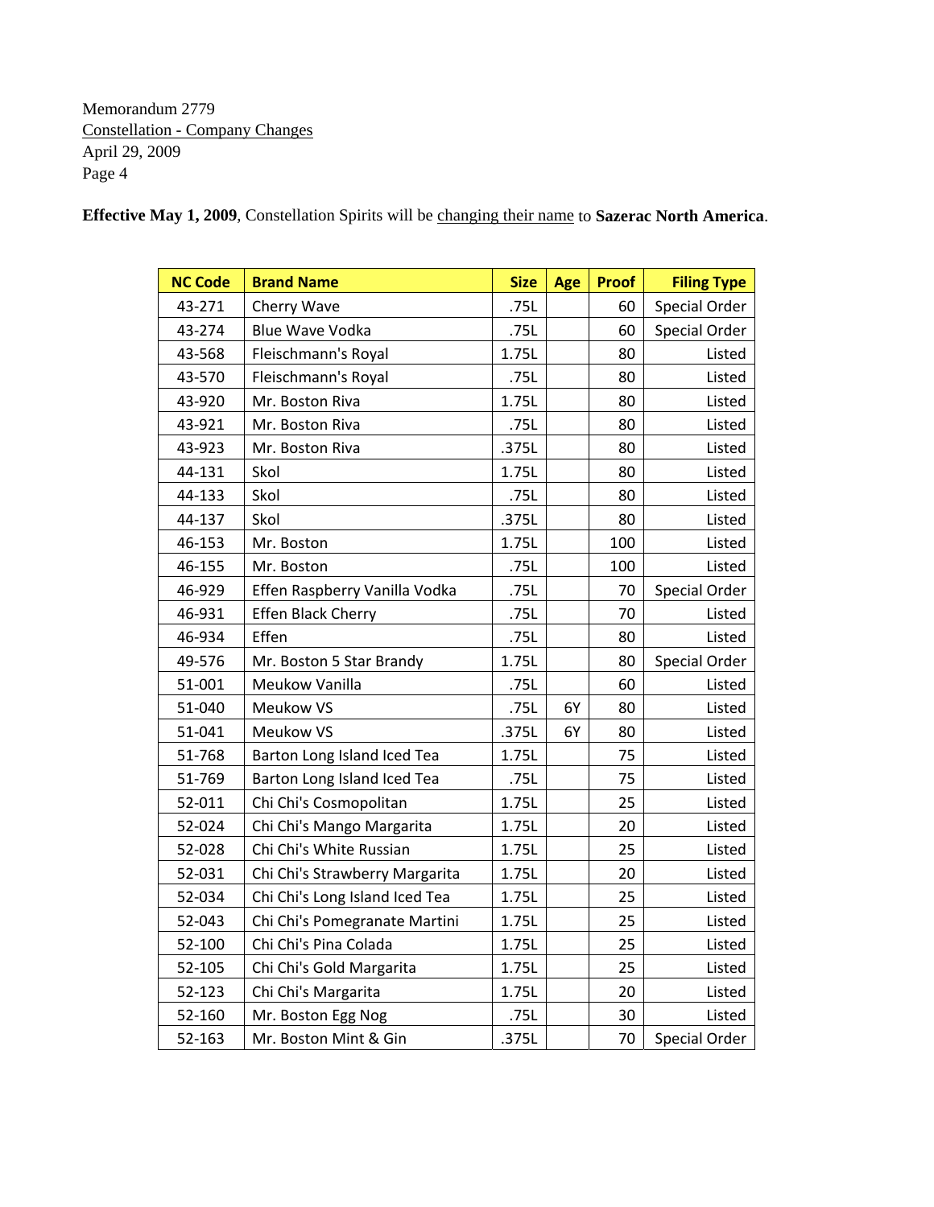Memorandum 2779
Constellation - Company Changes
April 29, 2009

**Effective May 1, 2009**, Constellation Spirits will be changing their name to **Sazerac North America**.

| NC Code | Brand Name | Size | Age | Proof | Filing Type |
|---|---|---|---|---|---|
| 43-271 | Cherry Wave | .75L | | 60 | Special Order |
| 43-274 | Blue Wave Vodka | .75L | | 60 | Special Order |
| 43-568 | Fleischmann's Royal | 1.75L | | 80 | Listed |
| 43-570 | Fleischmann's Royal | .75L | | 80 | Listed |
| 43-920 | Mr. Boston Riva | 1.75L | | 80 | Listed |
| 43-921 | Mr. Boston Riva | .75L | | 80 | Listed |
| 43-923 | Mr. Boston Riva | .375L | | 80 | Listed |
| 44-131 | Skol | 1.75L | | 80 | Listed |
| 44-133 | Skol | .75L | | 80 | Listed |
| 44-137 | Skol | .375L | | 80 | Listed |
| 46-153 | Mr. Boston | 1.75L | | 100 | Listed |
| 46-155 | Mr. Boston | .75L | | 100 | Listed |
| 46-929 | Effen Raspberry Vanilla Vodka | .75L | | 70 | Special Order |
| 46-931 | Effen Black Cherry | .75L | | 70 | Listed |
| 46-934 | Effen | .75L | | 80 | Listed |
| 49-576 | Mr. Boston 5 Star Brandy | 1.75L | | 80 | Special Order |
| 51-001 | Meukow Vanilla | .75L | | 60 | Listed |
| 51-040 | Meukow VS | .75L | 6Y | 80 | Listed |
| 51-041 | Meukow VS | .375L | 6Y | 80 | Listed |
| 51-768 | Barton Long Island Iced Tea | 1.75L | | 75 | Listed |
| 51-769 | Barton Long Island Iced Tea | .75L | | 75 | Listed |
| 52-011 | Chi Chi's Cosmopolitan | 1.75L | | 25 | Listed |
| 52-024 | Chi Chi's Mango Margarita | 1.75L | | 20 | Listed |
| 52-028 | Chi Chi's White Russian | 1.75L | | 25 | Listed |
| 52-031 | Chi Chi's Strawberry Margarita | 1.75L | | 20 | Listed |
| 52-034 | Chi Chi's Long Island Iced Tea | 1.75L | | 25 | Listed |
| 52-043 | Chi Chi's Pomegranate Martini | 1.75L | | 25 | Listed |
| 52-100 | Chi Chi's Pina Colada | 1.75L | | 25 | Listed |
| 52-105 | Chi Chi's Gold Margarita | 1.75L | | 25 | Listed |
| 52-123 | Chi Chi's Margarita | 1.75L | | 20 | Listed |
| 52-160 | Mr. Boston Egg Nog | .75L | | 30 | Listed |
| 52-163 | Mr. Boston Mint & Gin | .375L | | 70 | Special Order |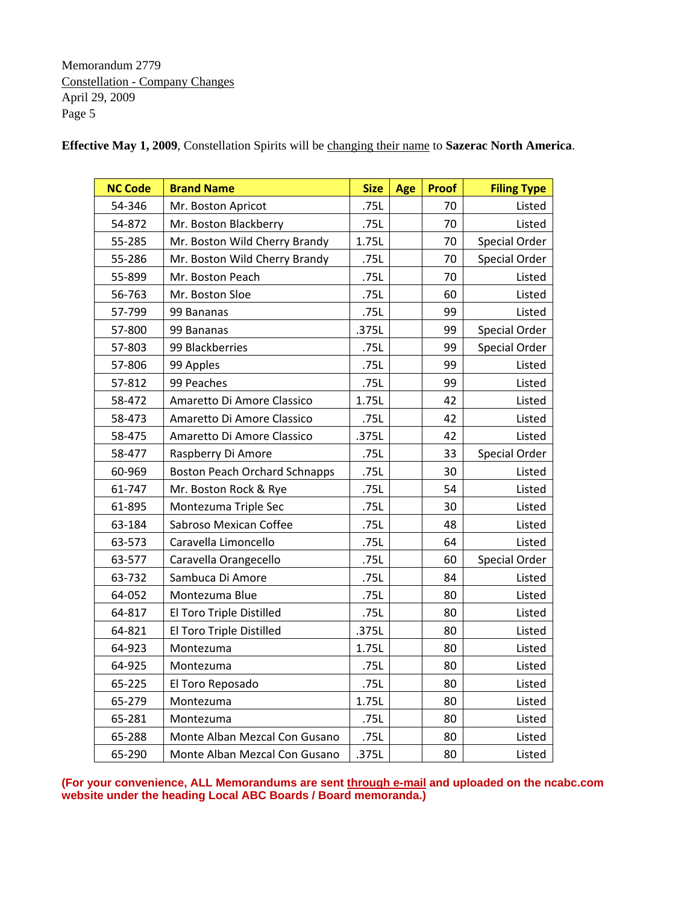Memorandum 2779
Constellation - Company Changes
April 29, 2009

**Effective May 1, 2009**, Constellation Spirits will be changing their name to **Sazerac North America**.

| NC Code | Brand Name | Size | Age | Proof | Filing Type |
|---|---|---|---|---|---|
| 54-346 | Mr. Boston Apricot | .75L | | 70 | Listed |
| 54-872 | Mr. Boston Blackberry | .75L | | 70 | Listed |
| 55-285 | Mr. Boston Wild Cherry Brandy | 1.75L | | 70 | Special Order |
| 55-286 | Mr. Boston Wild Cherry Brandy | .75L | | 70 | Special Order |
| 55-899 | Mr. Boston Peach | .75L | | 70 | Listed |
| 56-763 | Mr. Boston Sloe | .75L | | 60 | Listed |
| 57-799 | 99 Bananas | .75L | | 99 | Listed |
| 57-800 | 99 Bananas | .375L | | 99 | Special Order |
| 57-803 | 99 Blackberries | .75L | | 99 | Special Order |
| 57-806 | 99 Apples | .75L | | 99 | Listed |
| 57-812 | 99 Peaches | .75L | | 99 | Listed |
| 58-472 | Amaretto Di Amore Classico | 1.75L | | 42 | Listed |
| 58-473 | Amaretto Di Amore Classico | .75L | | 42 | Listed |
| 58-475 | Amaretto Di Amore Classico | .375L | | 42 | Listed |
| 58-477 | Raspberry Di Amore | .75L | | 33 | Special Order |
| 60-969 | Boston Peach Orchard Schnapps | .75L | | 30 | Listed |
| 61-747 | Mr. Boston Rock & Rye | .75L | | 54 | Listed |
| 61-895 | Montezuma Triple Sec | .75L | | 30 | Listed |
| 63-184 | Sabroso Mexican Coffee | .75L | | 48 | Listed |
| 63-573 | Caravella Limoncello | .75L | | 64 | Listed |
| 63-577 | Caravella Orangecello | .75L | | 60 | Special Order |
| 63-732 | Sambuca Di Amore | .75L | | 84 | Listed |
| 64-052 | Montezuma Blue | .75L | | 80 | Listed |
| 64-817 | El Toro Triple Distilled | .75L | | 80 | Listed |
| 64-821 | El Toro Triple Distilled | .375L | | 80 | Listed |
| 64-923 | Montezuma | 1.75L | | 80 | Listed |
| 64-925 | Montezuma | .75L | | 80 | Listed |
| 65-225 | El Toro Reposado | .75L | | 80 | Listed |
| 65-279 | Montezuma | 1.75L | | 80 | Listed |
| 65-281 | Montezuma | .75L | | 80 | Listed |
| 65-288 | Monte Alban Mezcal Con Gusano | .75L | | 80 | Listed |
| 65-290 | Monte Alban Mezcal Con Gusano | .375L | | 80 | Listed |

**(For your convenience, ALL Memorandums are sent through e-mail and uploaded on the ncabc.com website under the heading Local ABC Boards / Board memoranda.)**